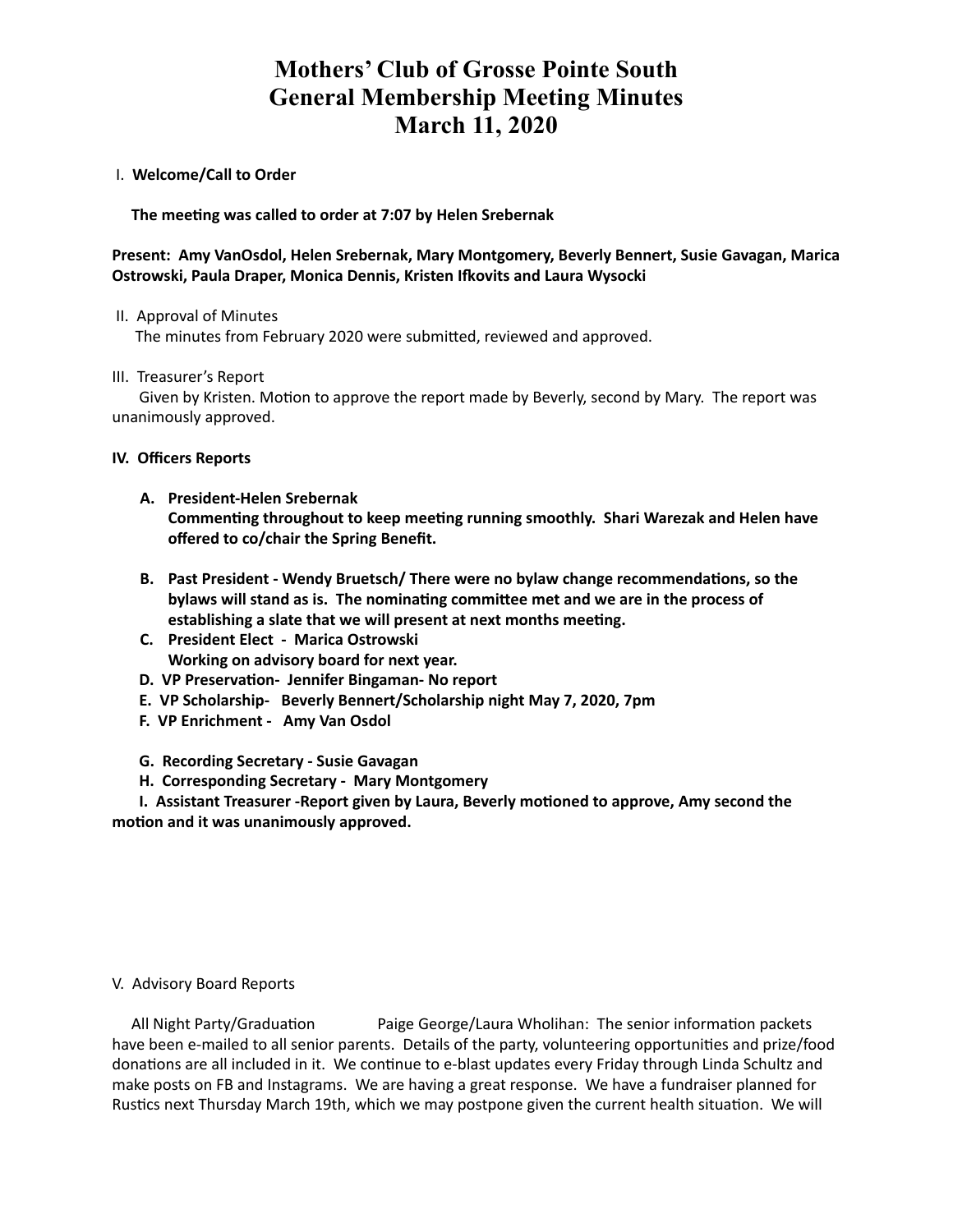# Mothers' Club of Grosse Pointe South
# General Membership Meeting Minutes
# March 11, 2020

I. **Welcome/Call to Order**

**The meeting was called to order at 7:07 by Helen Srebernak**

**Present: Amy VanOsdol, Helen Srebernak, Mary Montgomery, Beverly Bennert, Susie Gavagan, Marica Ostrowski, Paula Draper, Monica Dennis, Kristen Ifkovits and Laura Wysocki**

II. Approval of Minutes
The minutes from February 2020 were submitted, reviewed and approved.

III. Treasurer's Report
Given by Kristen. Motion to approve the report made by Beverly, second by Mary. The report was unanimously approved.

**IV. Officers Reports**

**A. President-Helen Srebernak**
**Commenting throughout to keep meeting running smoothly. Shari Warezak and Helen have offered to co/chair the Spring Benefit.**

**B. Past President - Wendy Bruetsch/ There were no bylaw change recommendations, so the bylaws will stand as is. The nominating committee met and we are in the process of establishing a slate that we will present at next months meeting.**

**C. President Elect - Marica Ostrowski**
**Working on advisory board for next year.**

**D. VP Preservation- Jennifer Bingaman- No report**

**E. VP Scholarship- Beverly Bennert/Scholarship night May 7, 2020, 7pm**

**F. VP Enrichment - Amy Van Osdol**

**G. Recording Secretary - Susie Gavagan**

**H. Corresponding Secretary - Mary Montgomery**

**I. Assistant Treasurer -Report given by Laura, Beverly motioned to approve, Amy second the motion and it was unanimously approved.**

V. Advisory Board Reports

All Night Party/Graduation Paige George/Laura Wholihan: The senior information packets have been e-mailed to all senior parents. Details of the party, volunteering opportunities and prize/food donations are all included in it. We continue to e-blast updates every Friday through Linda Schultz and make posts on FB and Instagrams. We are having a great response. We have a fundraiser planned for Rustics next Thursday March 19th, which we may postpone given the current health situation. We will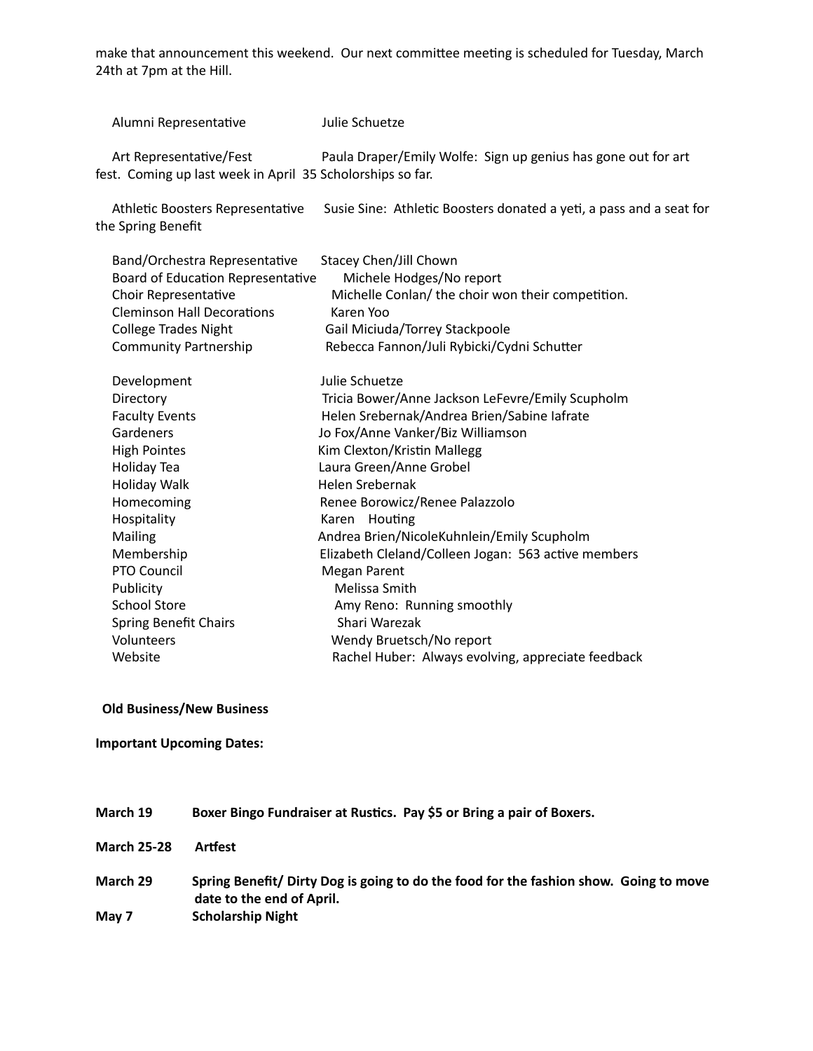make that announcement this weekend. Our next committee meeting is scheduled for Tuesday, March 24th at 7pm at the Hill.

Alumni Representative — Julie Schuetze

Art Representative/Fest — Paula Draper/Emily Wolfe: Sign up genius has gone out for art fest. Coming up last week in April 35 Scholorships so far.

Athletic Boosters Representative — Susie Sine: Athletic Boosters donated a yeti, a pass and a seat for the Spring Benefit

Band/Orchestra Representative — Stacey Chen/Jill Chown
Board of Education Representative — Michele Hodges/No report
Choir Representative — Michelle Conlan/ the choir won their competition.
Cleminson Hall Decorations — Karen Yoo
College Trades Night — Gail Miciuda/Torrey Stackpoole
Community Partnership — Rebecca Fannon/Juli Rybicki/Cydni Schutter

Development — Julie Schuetze
Directory — Tricia Bower/Anne Jackson LeFevre/Emily Scupholm
Faculty Events — Helen Srebernak/Andrea Brien/Sabine Iafrate
Gardeners — Jo Fox/Anne Vanker/Biz Williamson
High Pointes — Kim Clexton/Kristin Mallegg
Holiday Tea — Laura Green/Anne Grobel
Holiday Walk — Helen Srebernak
Homecoming — Renee Borowicz/Renee Palazzolo
Hospitality — Karen Houting
Mailing — Andrea Brien/NicoleKuhnlein/Emily Scupholm
Membership — Elizabeth Cleland/Colleen Jogan: 563 active members
PTO Council — Megan Parent
Publicity — Melissa Smith
School Store — Amy Reno: Running smoothly
Spring Benefit Chairs — Shari Warezak
Volunteers — Wendy Bruetsch/No report
Website — Rachel Huber: Always evolving, appreciate feedback

**Old Business/New Business**

**Important Upcoming Dates:**

**March 19** — **Boxer Bingo Fundraiser at Rustics. Pay $5 or Bring a pair of Boxers.**

**March 25-28** — **Artfest**

**March 29** — **Spring Benefit/ Dirty Dog is going to do the food for the fashion show. Going to move date to the end of April.**

**May 7** — **Scholarship Night**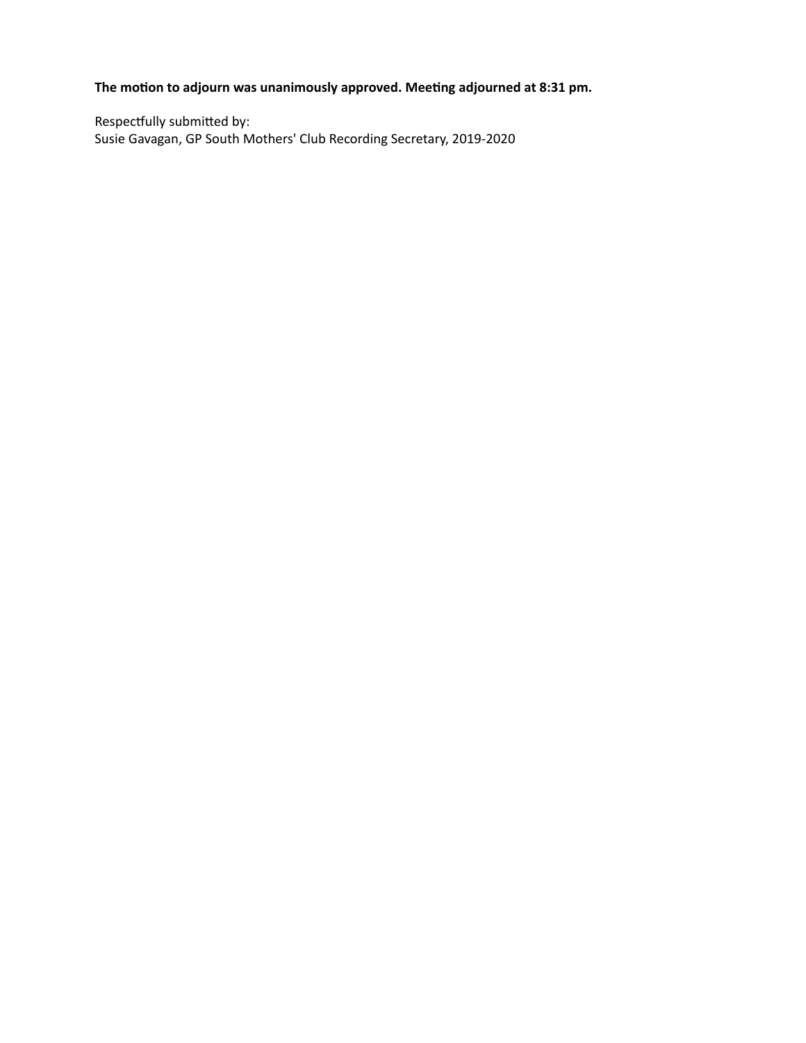**The motion to adjourn was unanimously approved. Meeting adjourned at 8:31 pm.**

Respectfully submitted by:
Susie Gavagan, GP South Mothers' Club Recording Secretary, 2019-2020